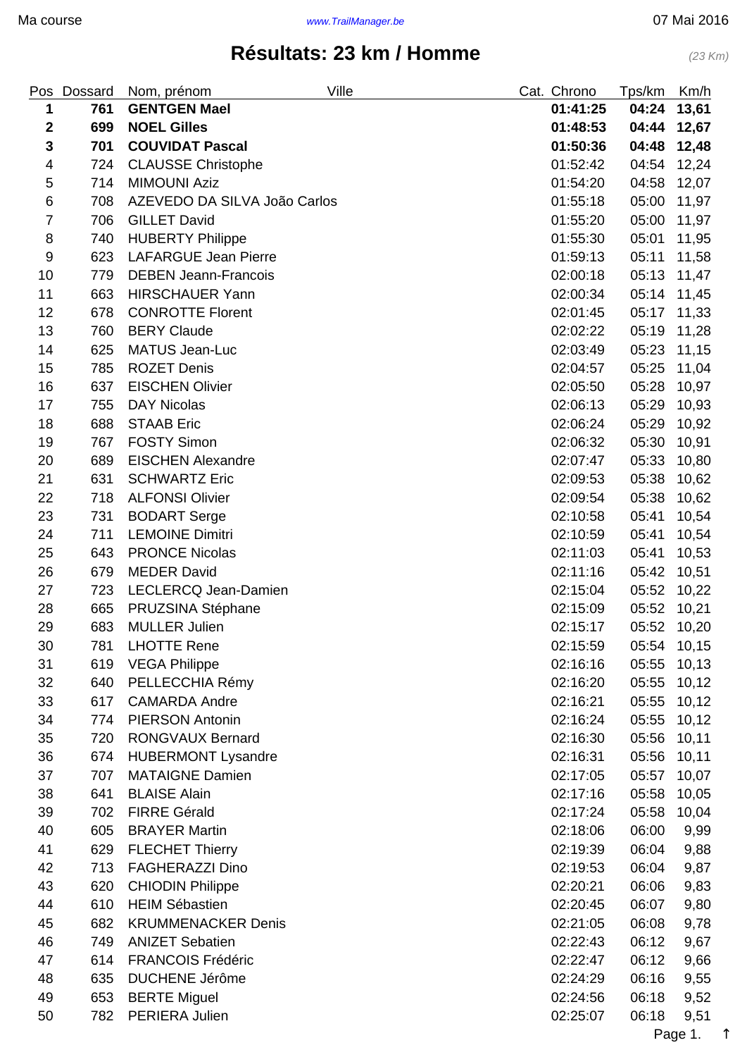# Résultats: 23 km / Homme

*(23 Km)*

| Pos | Dossard | Nom, prénom | Ville | Cat. | Chrono | Tps/km | Km/h |
|---|---|---|---|---|---|---|---|
| **1** | **761** | **GENTGEN Mael** | | | **01:41:25** | **04:24** | **13,61** |
| **2** | **699** | **NOEL Gilles** | | | **01:48:53** | **04:44** | **12,67** |
| **3** | **701** | **COUVIDAT Pascal** | | | **01:50:36** | **04:48** | **12,48** |
| 4 | 724 | CLAUSSE Christophe | | | 01:52:42 | 04:54 | 12,24 |
| 5 | 714 | MIMOUNI Aziz | | | 01:54:20 | 04:58 | 12,07 |
| 6 | 708 | AZEVEDO DA SILVA João Carlos | | | 01:55:18 | 05:00 | 11,97 |
| 7 | 706 | GILLET David | | | 01:55:20 | 05:00 | 11,97 |
| 8 | 740 | HUBERTY Philippe | | | 01:55:30 | 05:01 | 11,95 |
| 9 | 623 | LAFARGUE Jean Pierre | | | 01:59:13 | 05:11 | 11,58 |
| 10 | 779 | DEBEN Jeann-Francois | | | 02:00:18 | 05:13 | 11,47 |
| 11 | 663 | HIRSCHAUER Yann | | | 02:00:34 | 05:14 | 11,45 |
| 12 | 678 | CONROTTE Florent | | | 02:01:45 | 05:17 | 11,33 |
| 13 | 760 | BERY Claude | | | 02:02:22 | 05:19 | 11,28 |
| 14 | 625 | MATUS Jean-Luc | | | 02:03:49 | 05:23 | 11,15 |
| 15 | 785 | ROZET Denis | | | 02:04:57 | 05:25 | 11,04 |
| 16 | 637 | EISCHEN Olivier | | | 02:05:50 | 05:28 | 10,97 |
| 17 | 755 | DAY Nicolas | | | 02:06:13 | 05:29 | 10,93 |
| 18 | 688 | STAAB Eric | | | 02:06:24 | 05:29 | 10,92 |
| 19 | 767 | FOSTY Simon | | | 02:06:32 | 05:30 | 10,91 |
| 20 | 689 | EISCHEN Alexandre | | | 02:07:47 | 05:33 | 10,80 |
| 21 | 631 | SCHWARTZ Eric | | | 02:09:53 | 05:38 | 10,62 |
| 22 | 718 | ALFONSI Olivier | | | 02:09:54 | 05:38 | 10,62 |
| 23 | 731 | BODART Serge | | | 02:10:58 | 05:41 | 10,54 |
| 24 | 711 | LEMOINE Dimitri | | | 02:10:59 | 05:41 | 10,54 |
| 25 | 643 | PRONCE Nicolas | | | 02:11:03 | 05:41 | 10,53 |
| 26 | 679 | MEDER David | | | 02:11:16 | 05:42 | 10,51 |
| 27 | 723 | LECLERCQ Jean-Damien | | | 02:15:04 | 05:52 | 10,22 |
| 28 | 665 | PRUZSINA Stéphane | | | 02:15:09 | 05:52 | 10,21 |
| 29 | 683 | MULLER Julien | | | 02:15:17 | 05:52 | 10,20 |
| 30 | 781 | LHOTTE Rene | | | 02:15:59 | 05:54 | 10,15 |
| 31 | 619 | VEGA Philippe | | | 02:16:16 | 05:55 | 10,13 |
| 32 | 640 | PELLECCHIA Rémy | | | 02:16:20 | 05:55 | 10,12 |
| 33 | 617 | CAMARDA Andre | | | 02:16:21 | 05:55 | 10,12 |
| 34 | 774 | PIERSON Antonin | | | 02:16:24 | 05:55 | 10,12 |
| 35 | 720 | RONGVAUX Bernard | | | 02:16:30 | 05:56 | 10,11 |
| 36 | 674 | HUBERMONT Lysandre | | | 02:16:31 | 05:56 | 10,11 |
| 37 | 707 | MATAIGNE Damien | | | 02:17:05 | 05:57 | 10,07 |
| 38 | 641 | BLAISE Alain | | | 02:17:16 | 05:58 | 10,05 |
| 39 | 702 | FIRRE Gérald | | | 02:17:24 | 05:58 | 10,04 |
| 40 | 605 | BRAYER Martin | | | 02:18:06 | 06:00 | 9,99 |
| 41 | 629 | FLECHET Thierry | | | 02:19:39 | 06:04 | 9,88 |
| 42 | 713 | FAGHERAZZI Dino | | | 02:19:53 | 06:04 | 9,87 |
| 43 | 620 | CHIODIN Philippe | | | 02:20:21 | 06:06 | 9,83 |
| 44 | 610 | HEIM Sébastien | | | 02:20:45 | 06:07 | 9,80 |
| 45 | 682 | KRUMMENACKER Denis | | | 02:21:05 | 06:08 | 9,78 |
| 46 | 749 | ANIZET Sebatien | | | 02:22:43 | 06:12 | 9,67 |
| 47 | 614 | FRANCOIS Frédéric | | | 02:22:47 | 06:12 | 9,66 |
| 48 | 635 | DUCHENE Jérôme | | | 02:24:29 | 06:16 | 9,55 |
| 49 | 653 | BERTE Miguel | | | 02:24:56 | 06:18 | 9,52 |
| 50 | 782 | PERIERA Julien | | | 02:25:07 | 06:18 | 9,51 |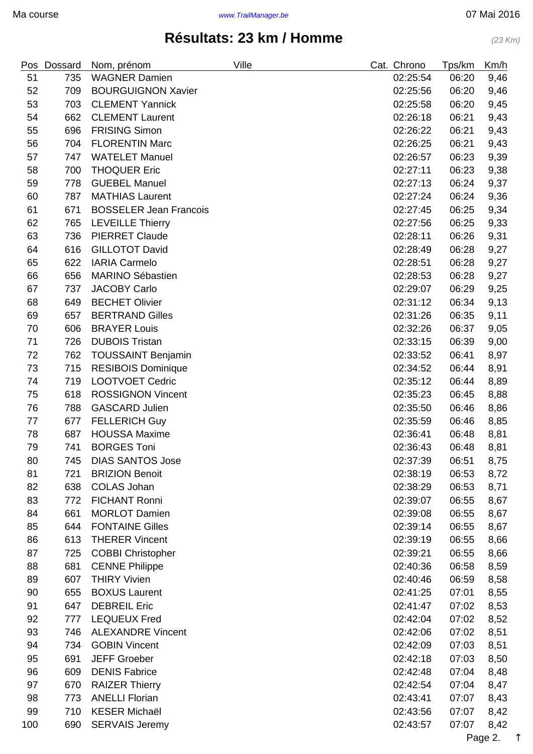# Résultats: 23 km / Homme

*(23 Km)*

| Pos | Dossard | Nom, prénom | Ville | Cat. | Chrono | Tps/km | Km/h |
|---|---|---|---|---|---|---|---|
| 51 | 735 | WAGNER Damien | | | 02:25:54 | 06:20 | 9,46 |
| 52 | 709 | BOURGUIGNON Xavier | | | 02:25:56 | 06:20 | 9,46 |
| 53 | 703 | CLEMENT Yannick | | | 02:25:58 | 06:20 | 9,45 |
| 54 | 662 | CLEMENT Laurent | | | 02:26:18 | 06:21 | 9,43 |
| 55 | 696 | FRISING Simon | | | 02:26:22 | 06:21 | 9,43 |
| 56 | 704 | FLORENTIN Marc | | | 02:26:25 | 06:21 | 9,43 |
| 57 | 747 | WATELET Manuel | | | 02:26:57 | 06:23 | 9,39 |
| 58 | 700 | THOQUER Eric | | | 02:27:11 | 06:23 | 9,38 |
| 59 | 778 | GUEBEL Manuel | | | 02:27:13 | 06:24 | 9,37 |
| 60 | 787 | MATHIAS Laurent | | | 02:27:24 | 06:24 | 9,36 |
| 61 | 671 | BOSSELER Jean Francois | | | 02:27:45 | 06:25 | 9,34 |
| 62 | 765 | LEVEILLE Thierry | | | 02:27:56 | 06:25 | 9,33 |
| 63 | 736 | PIERRET Claude | | | 02:28:11 | 06:26 | 9,31 |
| 64 | 616 | GILLOTOT David | | | 02:28:49 | 06:28 | 9,27 |
| 65 | 622 | IARIA Carmelo | | | 02:28:51 | 06:28 | 9,27 |
| 66 | 656 | MARINO Sébastien | | | 02:28:53 | 06:28 | 9,27 |
| 67 | 737 | JACOBY Carlo | | | 02:29:07 | 06:29 | 9,25 |
| 68 | 649 | BECHET Olivier | | | 02:31:12 | 06:34 | 9,13 |
| 69 | 657 | BERTRAND Gilles | | | 02:31:26 | 06:35 | 9,11 |
| 70 | 606 | BRAYER Louis | | | 02:32:26 | 06:37 | 9,05 |
| 71 | 726 | DUBOIS Tristan | | | 02:33:15 | 06:39 | 9,00 |
| 72 | 762 | TOUSSAINT Benjamin | | | 02:33:52 | 06:41 | 8,97 |
| 73 | 715 | RESIBOIS Dominique | | | 02:34:52 | 06:44 | 8,91 |
| 74 | 719 | LOOTVOET Cedric | | | 02:35:12 | 06:44 | 8,89 |
| 75 | 618 | ROSSIGNON Vincent | | | 02:35:23 | 06:45 | 8,88 |
| 76 | 788 | GASCARD Julien | | | 02:35:50 | 06:46 | 8,86 |
| 77 | 677 | FELLERICH Guy | | | 02:35:59 | 06:46 | 8,85 |
| 78 | 687 | HOUSSA Maxime | | | 02:36:41 | 06:48 | 8,81 |
| 79 | 741 | BORGES Toni | | | 02:36:43 | 06:48 | 8,81 |
| 80 | 745 | DIAS SANTOS Jose | | | 02:37:39 | 06:51 | 8,75 |
| 81 | 721 | BRIZION Benoit | | | 02:38:19 | 06:53 | 8,72 |
| 82 | 638 | COLAS Johan | | | 02:38:29 | 06:53 | 8,71 |
| 83 | 772 | FICHANT Ronni | | | 02:39:07 | 06:55 | 8,67 |
| 84 | 661 | MORLOT Damien | | | 02:39:08 | 06:55 | 8,67 |
| 85 | 644 | FONTAINE Gilles | | | 02:39:14 | 06:55 | 8,67 |
| 86 | 613 | THERER Vincent | | | 02:39:19 | 06:55 | 8,66 |
| 87 | 725 | COBBI Christopher | | | 02:39:21 | 06:55 | 8,66 |
| 88 | 681 | CENNE Philippe | | | 02:40:36 | 06:58 | 8,59 |
| 89 | 607 | THIRY Vivien | | | 02:40:46 | 06:59 | 8,58 |
| 90 | 655 | BOXUS Laurent | | | 02:41:25 | 07:01 | 8,55 |
| 91 | 647 | DEBREIL Eric | | | 02:41:47 | 07:02 | 8,53 |
| 92 | 777 | LEQUEUX Fred | | | 02:42:04 | 07:02 | 8,52 |
| 93 | 746 | ALEXANDRE Vincent | | | 02:42:06 | 07:02 | 8,51 |
| 94 | 734 | GOBIN Vincent | | | 02:42:09 | 07:03 | 8,51 |
| 95 | 691 | JEFF Groeber | | | 02:42:18 | 07:03 | 8,50 |
| 96 | 609 | DENIS Fabrice | | | 02:42:48 | 07:04 | 8,48 |
| 97 | 670 | RAIZER Thierry | | | 02:42:54 | 07:04 | 8,47 |
| 98 | 773 | ANELLI Florian | | | 02:43:41 | 07:07 | 8,43 |
| 99 | 710 | KESER Michaël | | | 02:43:56 | 07:07 | 8,42 |
| 100 | 690 | SERVAIS Jeremy | | | 02:43:57 | 07:07 | 8,42 |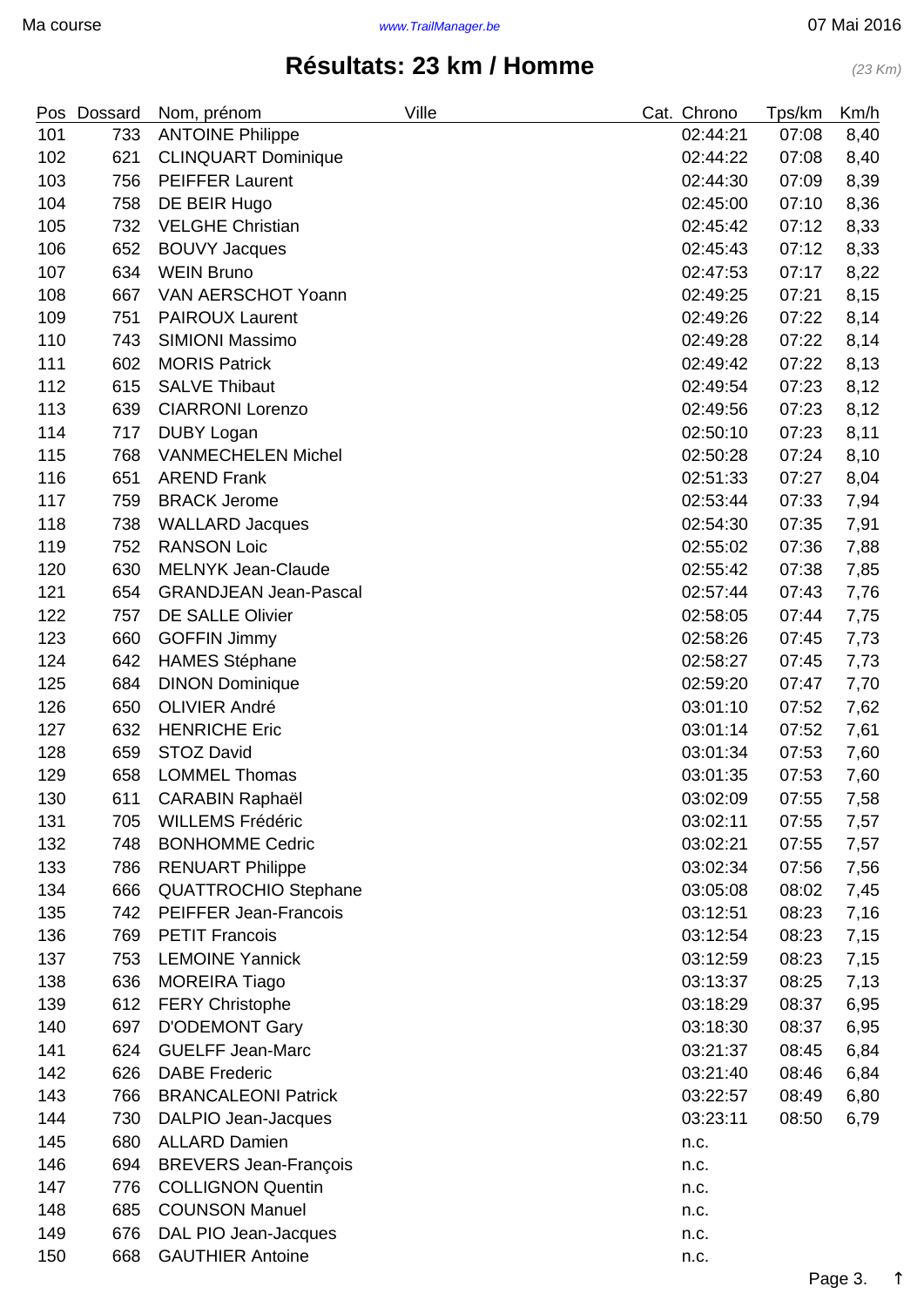# Résultats: 23 km / Homme

*(23 Km)*

| Pos | Dossard | Nom, prénom | Ville | Cat. | Chrono | Tps/km | Km/h |
|---|---|---|---|---|---|---|---|
| 101 | 733 | ANTOINE Philippe | | | 02:44:21 | 07:08 | 8,40 |
| 102 | 621 | CLINQUART Dominique | | | 02:44:22 | 07:08 | 8,40 |
| 103 | 756 | PEIFFER Laurent | | | 02:44:30 | 07:09 | 8,39 |
| 104 | 758 | DE BEIR Hugo | | | 02:45:00 | 07:10 | 8,36 |
| 105 | 732 | VELGHE Christian | | | 02:45:42 | 07:12 | 8,33 |
| 106 | 652 | BOUVY Jacques | | | 02:45:43 | 07:12 | 8,33 |
| 107 | 634 | WEIN Bruno | | | 02:47:53 | 07:17 | 8,22 |
| 108 | 667 | VAN AERSCHOT Yoann | | | 02:49:25 | 07:21 | 8,15 |
| 109 | 751 | PAIROUX Laurent | | | 02:49:26 | 07:22 | 8,14 |
| 110 | 743 | SIMIONI Massimo | | | 02:49:28 | 07:22 | 8,14 |
| 111 | 602 | MORIS Patrick | | | 02:49:42 | 07:22 | 8,13 |
| 112 | 615 | SALVE Thibaut | | | 02:49:54 | 07:23 | 8,12 |
| 113 | 639 | CIARRONI Lorenzo | | | 02:49:56 | 07:23 | 8,12 |
| 114 | 717 | DUBY Logan | | | 02:50:10 | 07:23 | 8,11 |
| 115 | 768 | VANMECHELEN Michel | | | 02:50:28 | 07:24 | 8,10 |
| 116 | 651 | AREND Frank | | | 02:51:33 | 07:27 | 8,04 |
| 117 | 759 | BRACK Jerome | | | 02:53:44 | 07:33 | 7,94 |
| 118 | 738 | WALLARD Jacques | | | 02:54:30 | 07:35 | 7,91 |
| 119 | 752 | RANSON Loic | | | 02:55:02 | 07:36 | 7,88 |
| 120 | 630 | MELNYK Jean-Claude | | | 02:55:42 | 07:38 | 7,85 |
| 121 | 654 | GRANDJEAN Jean-Pascal | | | 02:57:44 | 07:43 | 7,76 |
| 122 | 757 | DE SALLE Olivier | | | 02:58:05 | 07:44 | 7,75 |
| 123 | 660 | GOFFIN Jimmy | | | 02:58:26 | 07:45 | 7,73 |
| 124 | 642 | HAMES Stéphane | | | 02:58:27 | 07:45 | 7,73 |
| 125 | 684 | DINON Dominique | | | 02:59:20 | 07:47 | 7,70 |
| 126 | 650 | OLIVIER André | | | 03:01:10 | 07:52 | 7,62 |
| 127 | 632 | HENRICHE Eric | | | 03:01:14 | 07:52 | 7,61 |
| 128 | 659 | STOZ David | | | 03:01:34 | 07:53 | 7,60 |
| 129 | 658 | LOMMEL Thomas | | | 03:01:35 | 07:53 | 7,60 |
| 130 | 611 | CARABIN Raphaël | | | 03:02:09 | 07:55 | 7,58 |
| 131 | 705 | WILLEMS Frédéric | | | 03:02:11 | 07:55 | 7,57 |
| 132 | 748 | BONHOMME Cedric | | | 03:02:21 | 07:55 | 7,57 |
| 133 | 786 | RENUART Philippe | | | 03:02:34 | 07:56 | 7,56 |
| 134 | 666 | QUATTROCHIO Stephane | | | 03:05:08 | 08:02 | 7,45 |
| 135 | 742 | PEIFFER Jean-Francois | | | 03:12:51 | 08:23 | 7,16 |
| 136 | 769 | PETIT Francois | | | 03:12:54 | 08:23 | 7,15 |
| 137 | 753 | LEMOINE Yannick | | | 03:12:59 | 08:23 | 7,15 |
| 138 | 636 | MOREIRA Tiago | | | 03:13:37 | 08:25 | 7,13 |
| 139 | 612 | FERY Christophe | | | 03:18:29 | 08:37 | 6,95 |
| 140 | 697 | D'ODEMONT Gary | | | 03:18:30 | 08:37 | 6,95 |
| 141 | 624 | GUELFF Jean-Marc | | | 03:21:37 | 08:45 | 6,84 |
| 142 | 626 | DABE Frederic | | | 03:21:40 | 08:46 | 6,84 |
| 143 | 766 | BRANCALEONI Patrick | | | 03:22:57 | 08:49 | 6,80 |
| 144 | 730 | DALPIO Jean-Jacques | | | 03:23:11 | 08:50 | 6,79 |
| 145 | 680 | ALLARD Damien | | | n.c. | | |
| 146 | 694 | BREVERS Jean-François | | | n.c. | | |
| 147 | 776 | COLLIGNON Quentin | | | n.c. | | |
| 148 | 685 | COUNSON Manuel | | | n.c. | | |
| 149 | 676 | DAL PIO Jean-Jacques | | | n.c. | | |
| 150 | 668 | GAUTHIER Antoine | | | n.c. | | |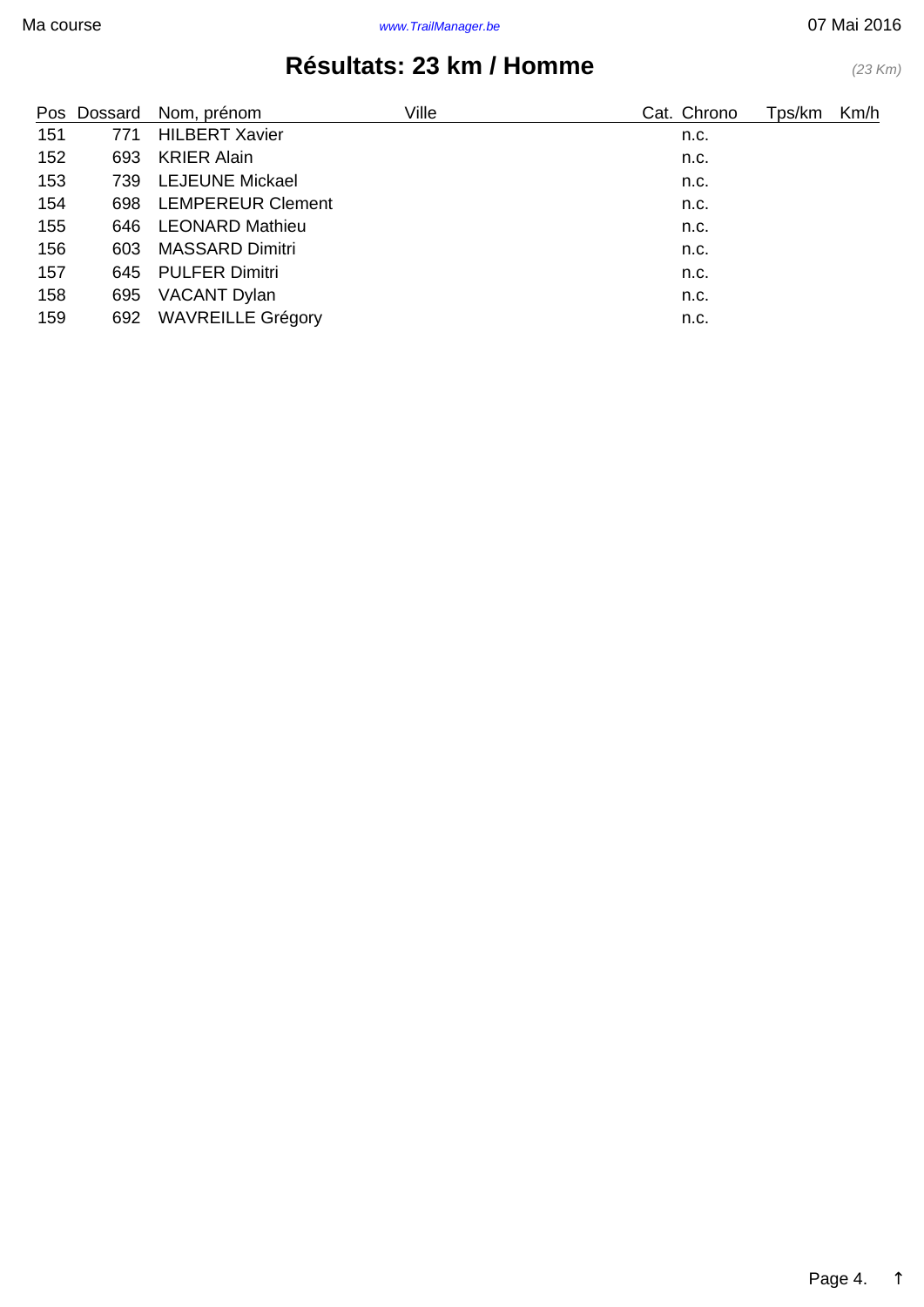# Résultats: 23 km / Homme

*(23 Km)*

| Pos | Dossard | Nom, prénom | Ville | Cat. | Chrono | Tps/km | Km/h |
|---|---|---|---|---|---|---|---|
| 151 | 771 | HILBERT Xavier | | | n.c. | | |
| 152 | 693 | KRIER Alain | | | n.c. | | |
| 153 | 739 | LEJEUNE Mickael | | | n.c. | | |
| 154 | 698 | LEMPEREUR Clement | | | n.c. | | |
| 155 | 646 | LEONARD Mathieu | | | n.c. | | |
| 156 | 603 | MASSARD Dimitri | | | n.c. | | |
| 157 | 645 | PULFER Dimitri | | | n.c. | | |
| 158 | 695 | VACANT Dylan | | | n.c. | | |
| 159 | 692 | WAVREILLE Grégory | | | n.c. | | |